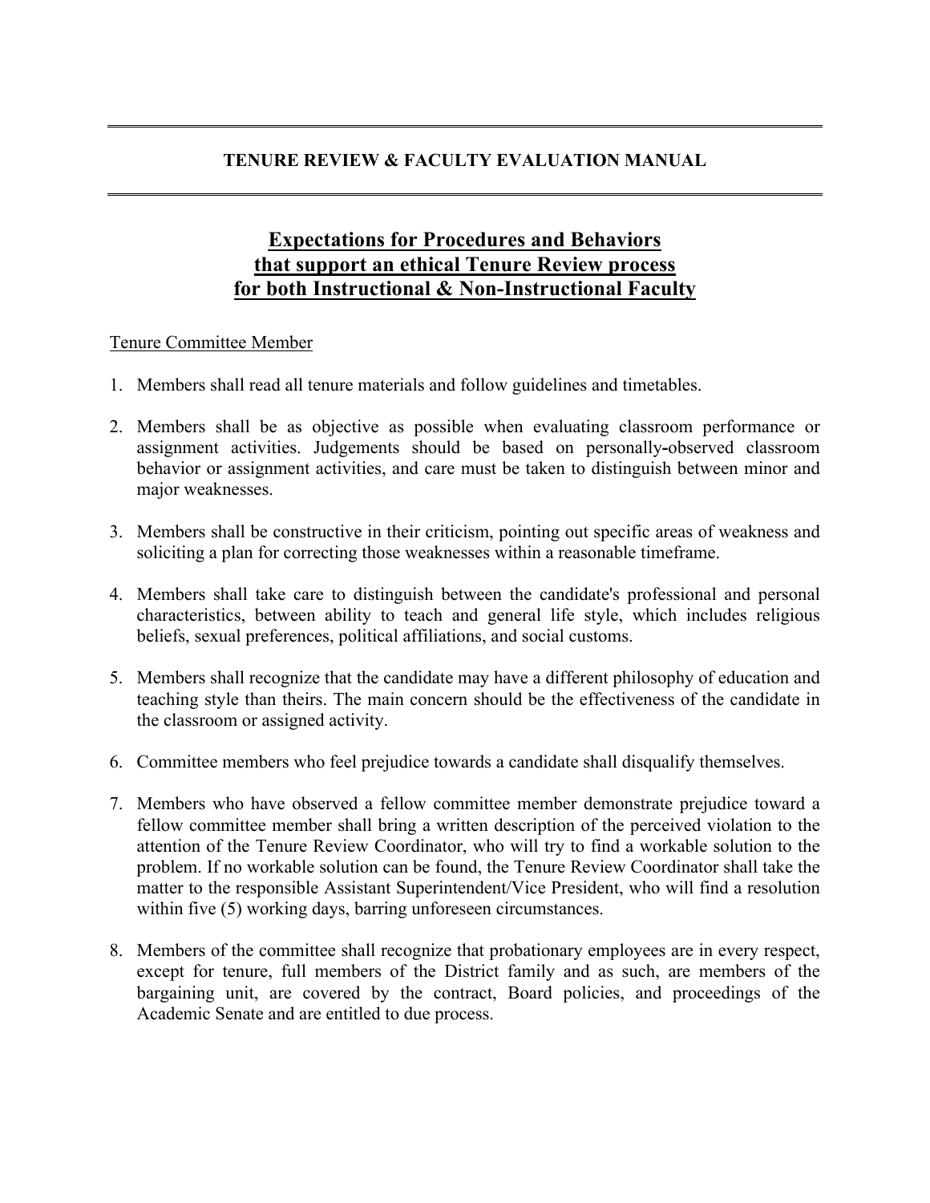# TENURE REVIEW & FACULTY EVALUATION MANUAL

## Expectations for Procedures and Behaviors that support an ethical Tenure Review process for both Instructional & Non-Instructional Faculty

Tenure Committee Member

1. Members shall read all tenure materials and follow guidelines and timetables.

2. Members shall be as objective as possible when evaluating classroom performance or assignment activities. Judgements should be based on personally-observed classroom behavior or assignment activities, and care must be taken to distinguish between minor and major weaknesses.

3. Members shall be constructive in their criticism, pointing out specific areas of weakness and soliciting a plan for correcting those weaknesses within a reasonable timeframe.

4. Members shall take care to distinguish between the candidate's professional and personal characteristics, between ability to teach and general life style, which includes religious beliefs, sexual preferences, political affiliations, and social customs.

5. Members shall recognize that the candidate may have a different philosophy of education and teaching style than theirs. The main concern should be the effectiveness of the candidate in the classroom or assigned activity.

6. Committee members who feel prejudice towards a candidate shall disqualify themselves.

7. Members who have observed a fellow committee member demonstrate prejudice toward a fellow committee member shall bring a written description of the perceived violation to the attention of the Tenure Review Coordinator, who will try to find a workable solution to the problem. If no workable solution can be found, the Tenure Review Coordinator shall take the matter to the responsible Assistant Superintendent/Vice President, who will find a resolution within five (5) working days, barring unforeseen circumstances.

8. Members of the committee shall recognize that probationary employees are in every respect, except for tenure, full members of the District family and as such, are members of the bargaining unit, are covered by the contract, Board policies, and proceedings of the Academic Senate and are entitled to due process.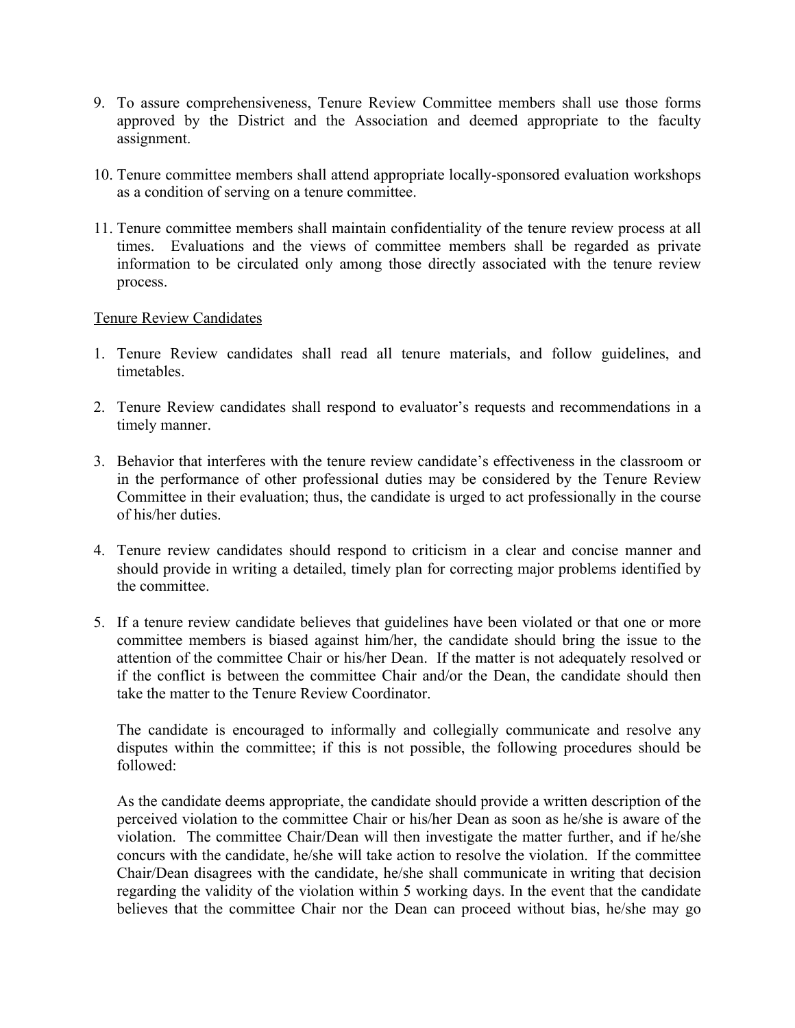9. To assure comprehensiveness, Tenure Review Committee members shall use those forms approved by the District and the Association and deemed appropriate to the faculty assignment.

10. Tenure committee members shall attend appropriate locally-sponsored evaluation workshops as a condition of serving on a tenure committee.

11. Tenure committee members shall maintain confidentiality of the tenure review process at all times. Evaluations and the views of committee members shall be regarded as private information to be circulated only among those directly associated with the tenure review process.

<u>Tenure Review Candidates</u>

1. Tenure Review candidates shall read all tenure materials, and follow guidelines, and timetables.

2. Tenure Review candidates shall respond to evaluator's requests and recommendations in a timely manner.

3. Behavior that interferes with the tenure review candidate's effectiveness in the classroom or in the performance of other professional duties may be considered by the Tenure Review Committee in their evaluation; thus, the candidate is urged to act professionally in the course of his/her duties.

4. Tenure review candidates should respond to criticism in a clear and concise manner and should provide in writing a detailed, timely plan for correcting major problems identified by the committee.

5. If a tenure review candidate believes that guidelines have been violated or that one or more committee members is biased against him/her, the candidate should bring the issue to the attention of the committee Chair or his/her Dean. If the matter is not adequately resolved or if the conflict is between the committee Chair and/or the Dean, the candidate should then take the matter to the Tenure Review Coordinator.

   The candidate is encouraged to informally and collegially communicate and resolve any disputes within the committee; if this is not possible, the following procedures should be followed:

   As the candidate deems appropriate, the candidate should provide a written description of the perceived violation to the committee Chair or his/her Dean as soon as he/she is aware of the violation. The committee Chair/Dean will then investigate the matter further, and if he/she concurs with the candidate, he/she will take action to resolve the violation. If the committee Chair/Dean disagrees with the candidate, he/she shall communicate in writing that decision regarding the validity of the violation within 5 working days. In the event that the candidate believes that the committee Chair nor the Dean can proceed without bias, he/she may go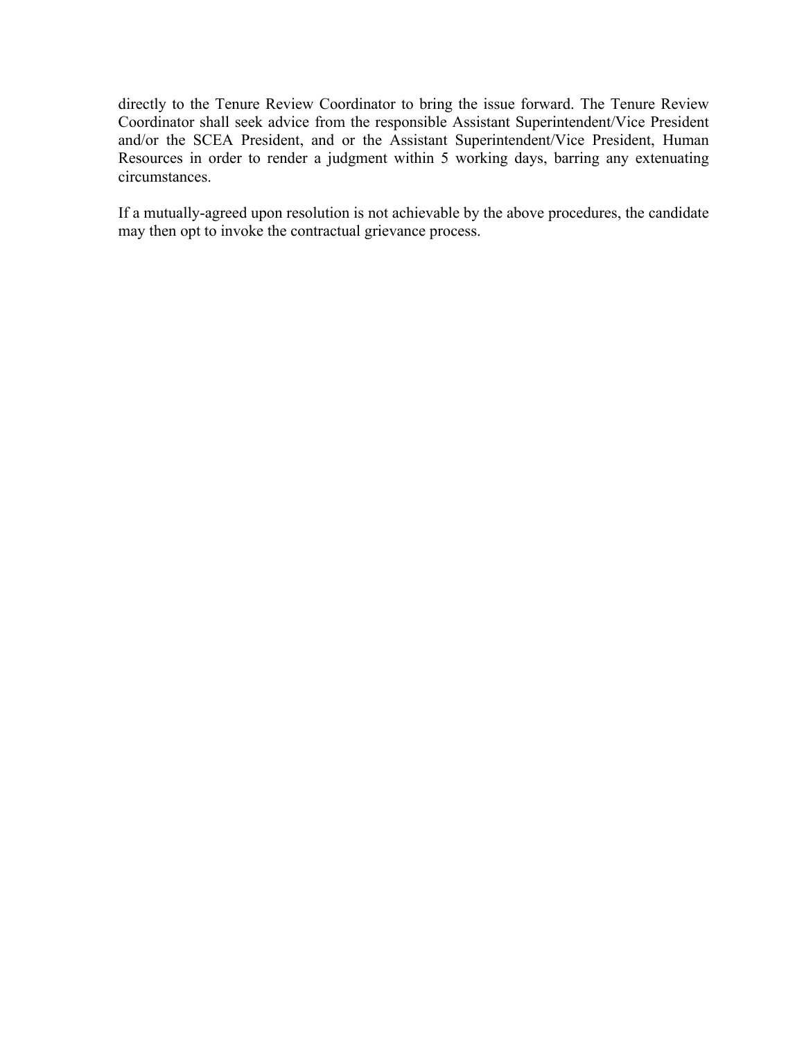directly to the Tenure Review Coordinator to bring the issue forward. The Tenure Review Coordinator shall seek advice from the responsible Assistant Superintendent/Vice President and/or the SCEA President, and or the Assistant Superintendent/Vice President, Human Resources in order to render a judgment within 5 working days, barring any extenuating circumstances.

If a mutually-agreed upon resolution is not achievable by the above procedures, the candidate may then opt to invoke the contractual grievance process.